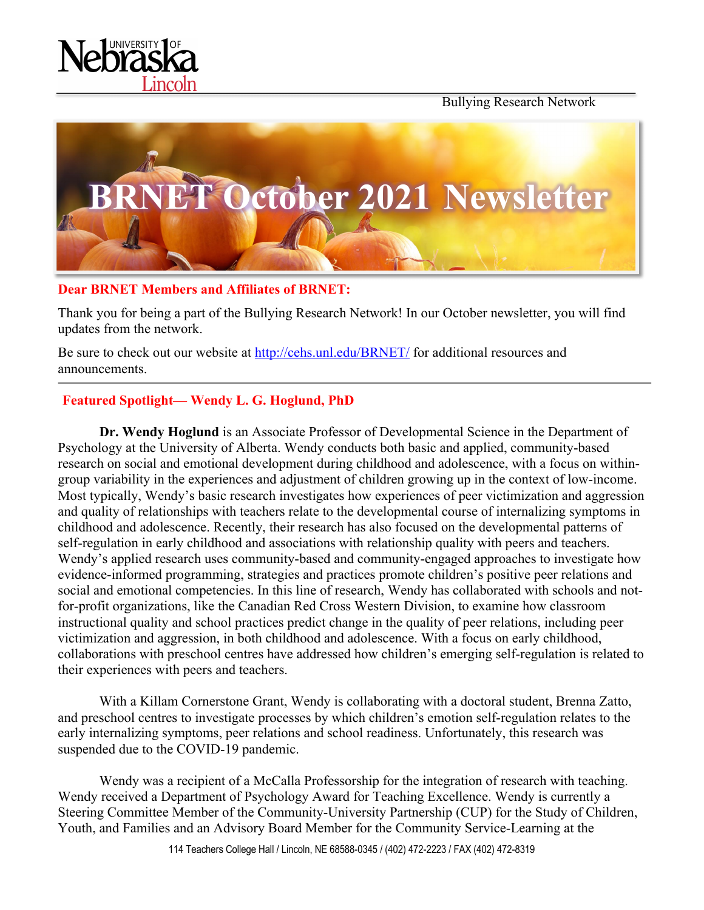Bullying Research Network

# BRNET October 2021 Newsletter

**Dear BRNET Members and Affiliates of BRNET:**

Thank you for being a part of the Bullying Research Network! In our October newsletter, you will find updates from the network.

Be sure to check out our website at http://cehs.unl.edu/BRNET/ for additional resources and announcements.

## Featured Spotlight— Wendy L. G. Hoglund, PhD

**Dr. Wendy Hoglund** is an Associate Professor of Developmental Science in the Department of Psychology at the University of Alberta. Wendy conducts both basic and applied, community-based research on social and emotional development during childhood and adolescence, with a focus on within-group variability in the experiences and adjustment of children growing up in the context of low-income. Most typically, Wendy's basic research investigates how experiences of peer victimization and aggression and quality of relationships with teachers relate to the developmental course of internalizing symptoms in childhood and adolescence. Recently, their research has also focused on the developmental patterns of self-regulation in early childhood and associations with relationship quality with peers and teachers. Wendy's applied research uses community-based and community-engaged approaches to investigate how evidence-informed programming, strategies and practices promote children's positive peer relations and social and emotional competencies. In this line of research, Wendy has collaborated with schools and not-for-profit organizations, like the Canadian Red Cross Western Division, to examine how classroom instructional quality and school practices predict change in the quality of peer relations, including peer victimization and aggression, in both childhood and adolescence. With a focus on early childhood, collaborations with preschool centres have addressed how children's emerging self-regulation is related to their experiences with peers and teachers.

With a Killam Cornerstone Grant, Wendy is collaborating with a doctoral student, Brenna Zatto, and preschool centres to investigate processes by which children's emotion self-regulation relates to the early internalizing symptoms, peer relations and school readiness. Unfortunately, this research was suspended due to the COVID-19 pandemic.

Wendy was a recipient of a McCalla Professorship for the integration of research with teaching. Wendy received a Department of Psychology Award for Teaching Excellence. Wendy is currently a Steering Committee Member of the Community-University Partnership (CUP) for the Study of Children, Youth, and Families and an Advisory Board Member for the Community Service-Learning at the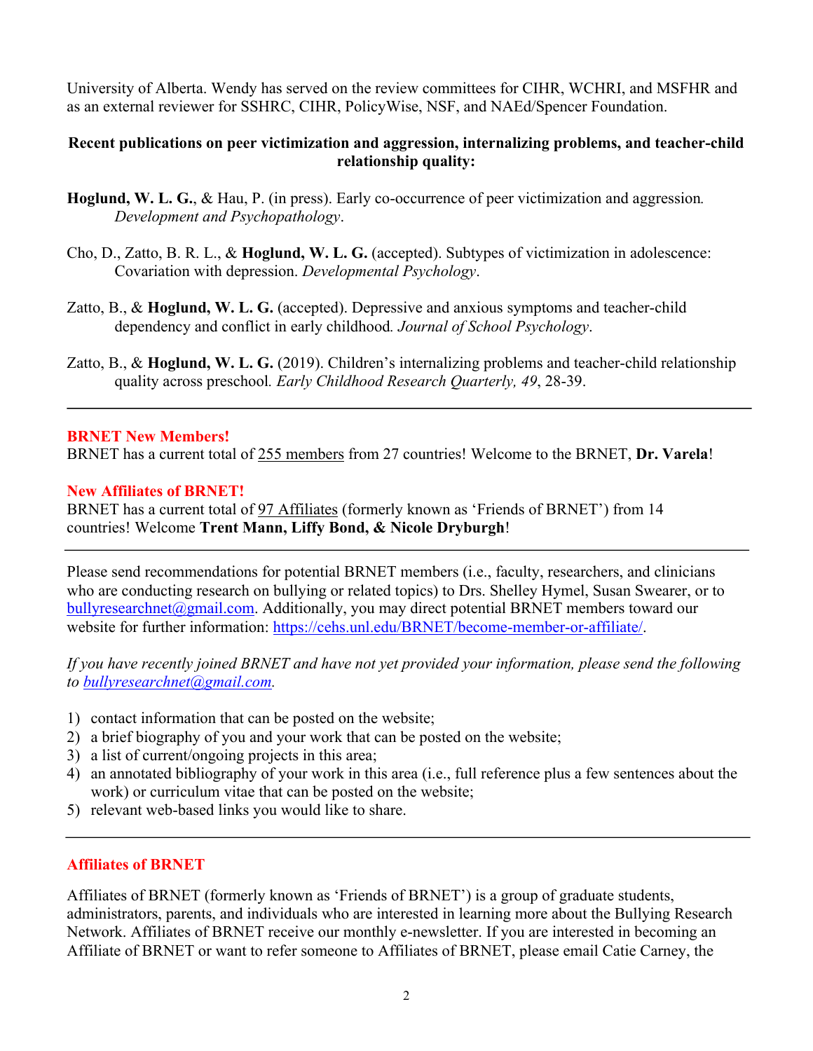University of Alberta. Wendy has served on the review committees for CIHR, WCHRI, and MSFHR and as an external reviewer for SSHRC, CIHR, PolicyWise, NSF, and NAEd/Spencer Foundation.

**Recent publications on peer victimization and aggression, internalizing problems, and teacher-child relationship quality:**

**Hoglund, W. L. G.**, & Hau, P. (in press). Early co-occurrence of peer victimization and aggression. *Development and Psychopathology*.

Cho, D., Zatto, B. R. L., & **Hoglund, W. L. G.** (accepted). Subtypes of victimization in adolescence: Covariation with depression. *Developmental Psychology*.

Zatto, B., & **Hoglund, W. L. G.** (accepted). Depressive and anxious symptoms and teacher-child dependency and conflict in early childhood. *Journal of School Psychology*.

Zatto, B., & **Hoglund, W. L. G.** (2019). Children's internalizing problems and teacher-child relationship quality across preschool. *Early Childhood Research Quarterly, 49*, 28-39.

---

**BRNET New Members!**

BRNET has a current total of 255 members from 27 countries! Welcome to the BRNET, **Dr. Varela**!

**New Affiliates of BRNET!**

BRNET has a current total of 97 Affiliates (formerly known as 'Friends of BRNET') from 14 countries! Welcome **Trent Mann, Liffy Bond, & Nicole Dryburgh**!

---

Please send recommendations for potential BRNET members (i.e., faculty, researchers, and clinicians who are conducting research on bullying or related topics) to Drs. Shelley Hymel, Susan Swearer, or to bullyresearchnet@gmail.com. Additionally, you may direct potential BRNET members toward our website for further information: https://cehs.unl.edu/BRNET/become-member-or-affiliate/.

*If you have recently joined BRNET and have not yet provided your information, please send the following to bullyresearchnet@gmail.com.*

1) contact information that can be posted on the website;
2) a brief biography of you and your work that can be posted on the website;
3) a list of current/ongoing projects in this area;
4) an annotated bibliography of your work in this area (i.e., full reference plus a few sentences about the work) or curriculum vitae that can be posted on the website;
5) relevant web-based links you would like to share.

---

**Affiliates of BRNET**

Affiliates of BRNET (formerly known as 'Friends of BRNET') is a group of graduate students, administrators, parents, and individuals who are interested in learning more about the Bullying Research Network. Affiliates of BRNET receive our monthly e-newsletter. If you are interested in becoming an Affiliate of BRNET or want to refer someone to Affiliates of BRNET, please email Catie Carney, the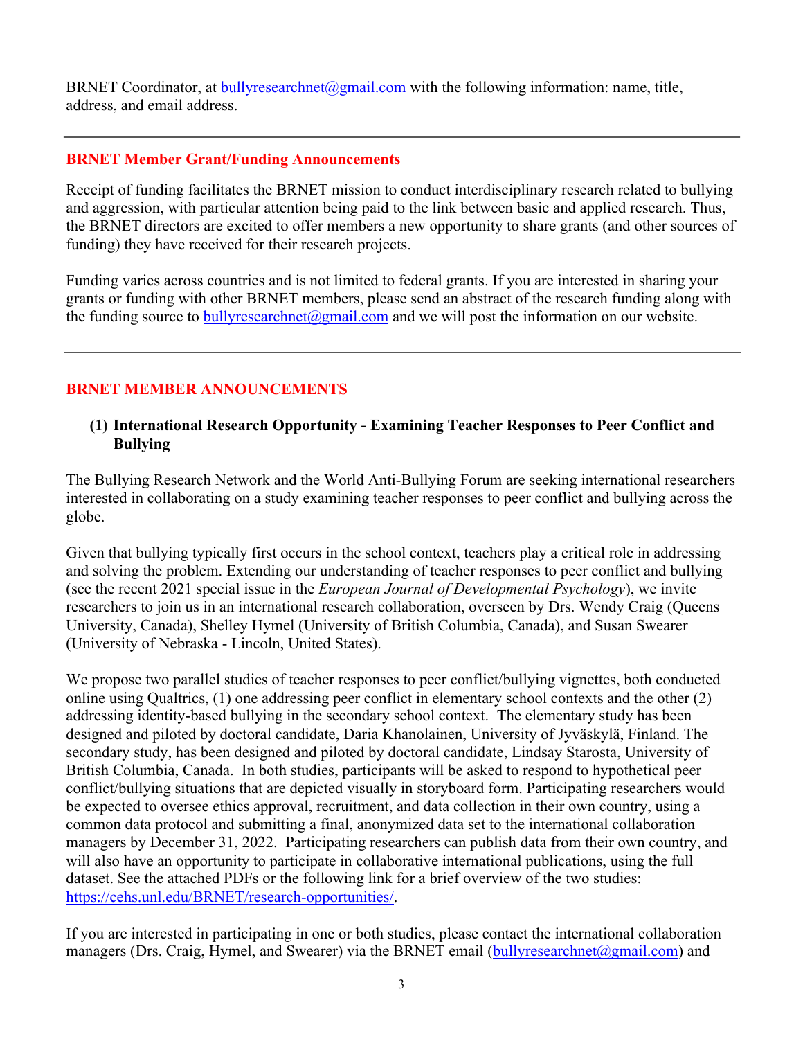BRNET Coordinator, at [bullyresearchnet@gmail.com](mailto:bullyresearchnet@gmail.com) with the following information: name, title, address, and email address.

---

## BRNET Member Grant/Funding Announcements

Receipt of funding facilitates the BRNET mission to conduct interdisciplinary research related to bullying and aggression, with particular attention being paid to the link between basic and applied research. Thus, the BRNET directors are excited to offer members a new opportunity to share grants (and other sources of funding) they have received for their research projects.

Funding varies across countries and is not limited to federal grants. If you are interested in sharing your grants or funding with other BRNET members, please send an abstract of the research funding along with the funding source to [bullyresearchnet@gmail.com](mailto:bullyresearchnet@gmail.com) and we will post the information on our website.

---

## BRNET MEMBER ANNOUNCEMENTS

### (1) International Research Opportunity - Examining Teacher Responses to Peer Conflict and Bullying

The Bullying Research Network and the World Anti-Bullying Forum are seeking international researchers interested in collaborating on a study examining teacher responses to peer conflict and bullying across the globe.

Given that bullying typically first occurs in the school context, teachers play a critical role in addressing and solving the problem. Extending our understanding of teacher responses to peer conflict and bullying (see the recent 2021 special issue in the *European Journal of Developmental Psychology*), we invite researchers to join us in an international research collaboration, overseen by Drs. Wendy Craig (Queens University, Canada), Shelley Hymel (University of British Columbia, Canada), and Susan Swearer (University of Nebraska - Lincoln, United States).

We propose two parallel studies of teacher responses to peer conflict/bullying vignettes, both conducted online using Qualtrics, (1) one addressing peer conflict in elementary school contexts and the other (2) addressing identity-based bullying in the secondary school context. The elementary study has been designed and piloted by doctoral candidate, Daria Khanolainen, University of Jyväskylä, Finland. The secondary study, has been designed and piloted by doctoral candidate, Lindsay Starosta, University of British Columbia, Canada. In both studies, participants will be asked to respond to hypothetical peer conflict/bullying situations that are depicted visually in storyboard form. Participating researchers would be expected to oversee ethics approval, recruitment, and data collection in their own country, using a common data protocol and submitting a final, anonymized data set to the international collaboration managers by December 31, 2022. Participating researchers can publish data from their own country, and will also have an opportunity to participate in collaborative international publications, using the full dataset. See the attached PDFs or the following link for a brief overview of the two studies: [https://cehs.unl.edu/BRNET/research-opportunities/](https://cehs.unl.edu/BRNET/research-opportunities/).

If you are interested in participating in one or both studies, please contact the international collaboration managers (Drs. Craig, Hymel, and Swearer) via the BRNET email ([bullyresearchnet@gmail.com](mailto:bullyresearchnet@gmail.com)) and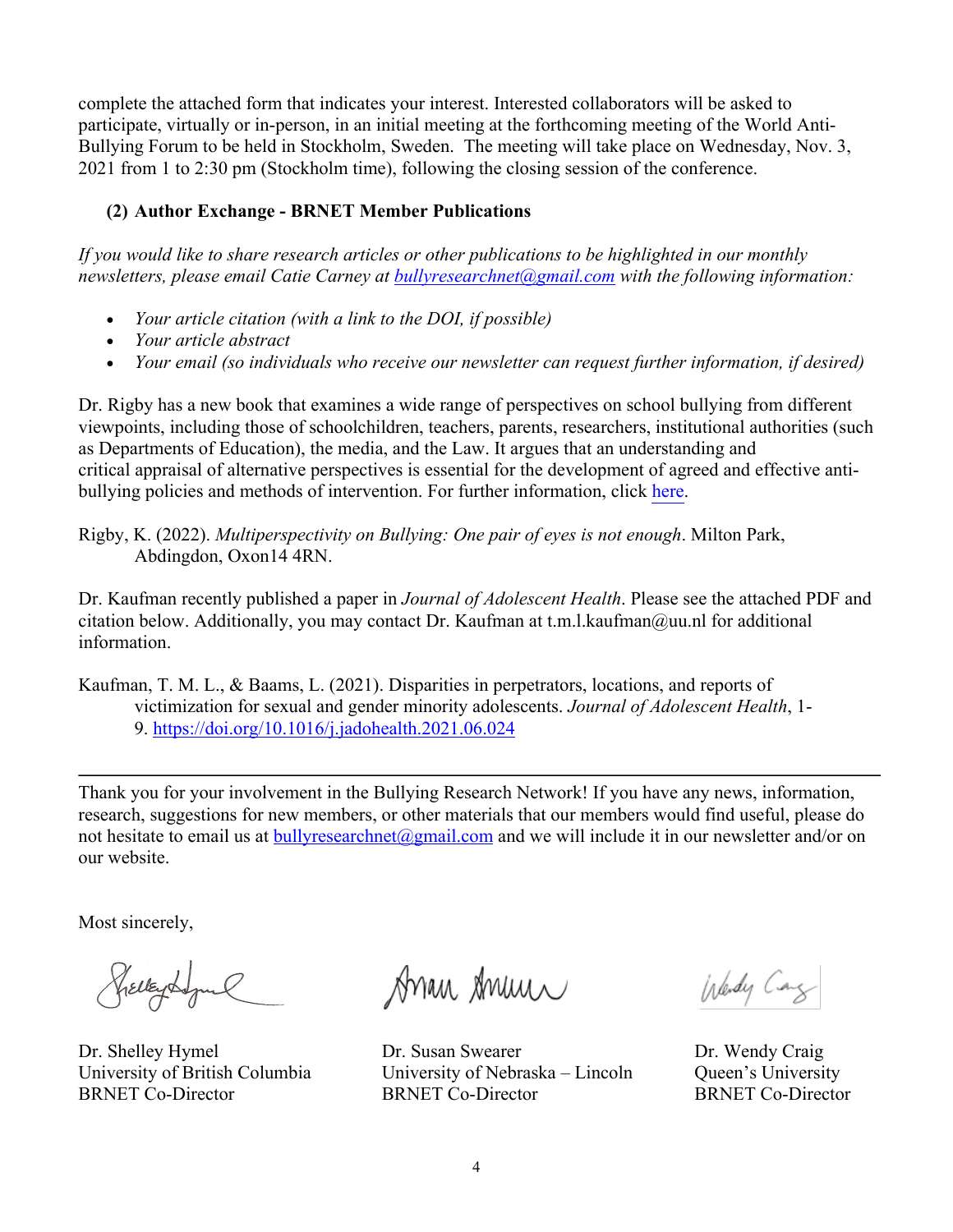complete the attached form that indicates your interest. Interested collaborators will be asked to participate, virtually or in-person, in an initial meeting at the forthcoming meeting of the World Anti-Bullying Forum to be held in Stockholm, Sweden. The meeting will take place on Wednesday, Nov. 3, 2021 from 1 to 2:30 pm (Stockholm time), following the closing session of the conference.

**(2) Author Exchange - BRNET Member Publications**

*If you would like to share research articles or other publications to be highlighted in our monthly newsletters, please email Catie Carney at [bullyresearchnet@gmail.com](mailto:bullyresearchnet@gmail.com) with the following information:*

- *Your article citation (with a link to the DOI, if possible)*
- *Your article abstract*
- *Your email (so individuals who receive our newsletter can request further information, if desired)*

Dr. Rigby has a new book that examines a wide range of perspectives on school bullying from different viewpoints, including those of schoolchildren, teachers, parents, researchers, institutional authorities (such as Departments of Education), the media, and the Law. It argues that an understanding and critical appraisal of alternative perspectives is essential for the development of agreed and effective anti-bullying policies and methods of intervention. For further information, click here.

Rigby, K. (2022). *Multiperspectivity on Bullying: One pair of eyes is not enough*. Milton Park, Abdingdon, Oxon14 4RN.

Dr. Kaufman recently published a paper in *Journal of Adolescent Health*. Please see the attached PDF and citation below. Additionally, you may contact Dr. Kaufman at t.m.l.kaufman@uu.nl for additional information.

Kaufman, T. M. L., & Baams, L. (2021). Disparities in perpetrators, locations, and reports of victimization for sexual and gender minority adolescents. *Journal of Adolescent Health*, 1-9. https://doi.org/10.1016/j.jadohealth.2021.06.024

---

Thank you for your involvement in the Bullying Research Network! If you have any news, information, research, suggestions for new members, or other materials that our members would find useful, please do not hesitate to email us at [bullyresearchnet@gmail.com](mailto:bullyresearchnet@gmail.com) and we will include it in our newsletter and/or on our website.

Most sincerely,

Dr. Shelley Hymel
University of British Columbia
BRNET Co-Director

Dr. Susan Swearer
University of Nebraska – Lincoln
BRNET Co-Director

Dr. Wendy Craig
Queen's University
BRNET Co-Director